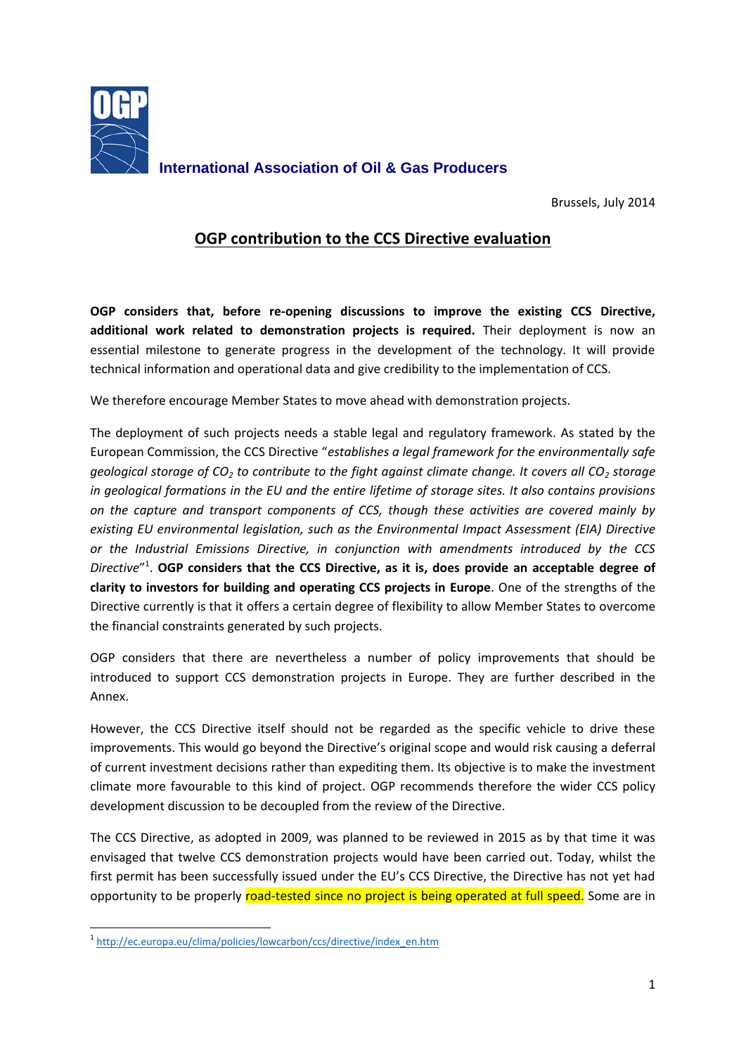**International Association of Oil & Gas Producers**

Brussels, July 2014

# OGP contribution to the CCS Directive evaluation

**OGP considers that, before re-opening discussions to improve the existing CCS Directive, additional work related to demonstration projects is required.** Their deployment is now an essential milestone to generate progress in the development of the technology. It will provide technical information and operational data and give credibility to the implementation of CCS.

We therefore encourage Member States to move ahead with demonstration projects.

The deployment of such projects needs a stable legal and regulatory framework. As stated by the European Commission, the CCS Directive "*establishes a legal framework for the environmentally safe geological storage of $CO_2$ to contribute to the fight against climate change. It covers all $CO_2$ storage in geological formations in the EU and the entire lifetime of storage sites. It also contains provisions on the capture and transport components of CCS, though these activities are covered mainly by existing EU environmental legislation, such as the Environmental Impact Assessment (EIA) Directive or the Industrial Emissions Directive, in conjunction with amendments introduced by the CCS Directive*"[1]. **OGP considers that the CCS Directive, as it is, does provide an acceptable degree of clarity to investors for building and operating CCS projects in Europe**. One of the strengths of the Directive currently is that it offers a certain degree of flexibility to allow Member States to overcome the financial constraints generated by such projects.

OGP considers that there are nevertheless a number of policy improvements that should be introduced to support CCS demonstration projects in Europe. They are further described in the Annex.

However, the CCS Directive itself should not be regarded as the specific vehicle to drive these improvements. This would go beyond the Directive's original scope and would risk causing a deferral of current investment decisions rather than expediting them. Its objective is to make the investment climate more favourable to this kind of project. OGP recommends therefore the wider CCS policy development discussion to be decoupled from the review of the Directive.

The CCS Directive, as adopted in 2009, was planned to be reviewed in 2015 as by that time it was envisaged that twelve CCS demonstration projects would have been carried out. Today, whilst the first permit has been successfully issued under the EU's CCS Directive, the Directive has not yet had opportunity to be properly road-tested since no project is being operated at full speed. Some are in

[1] http://ec.europa.eu/clima/policies/lowcarbon/ccs/directive/index_en.htm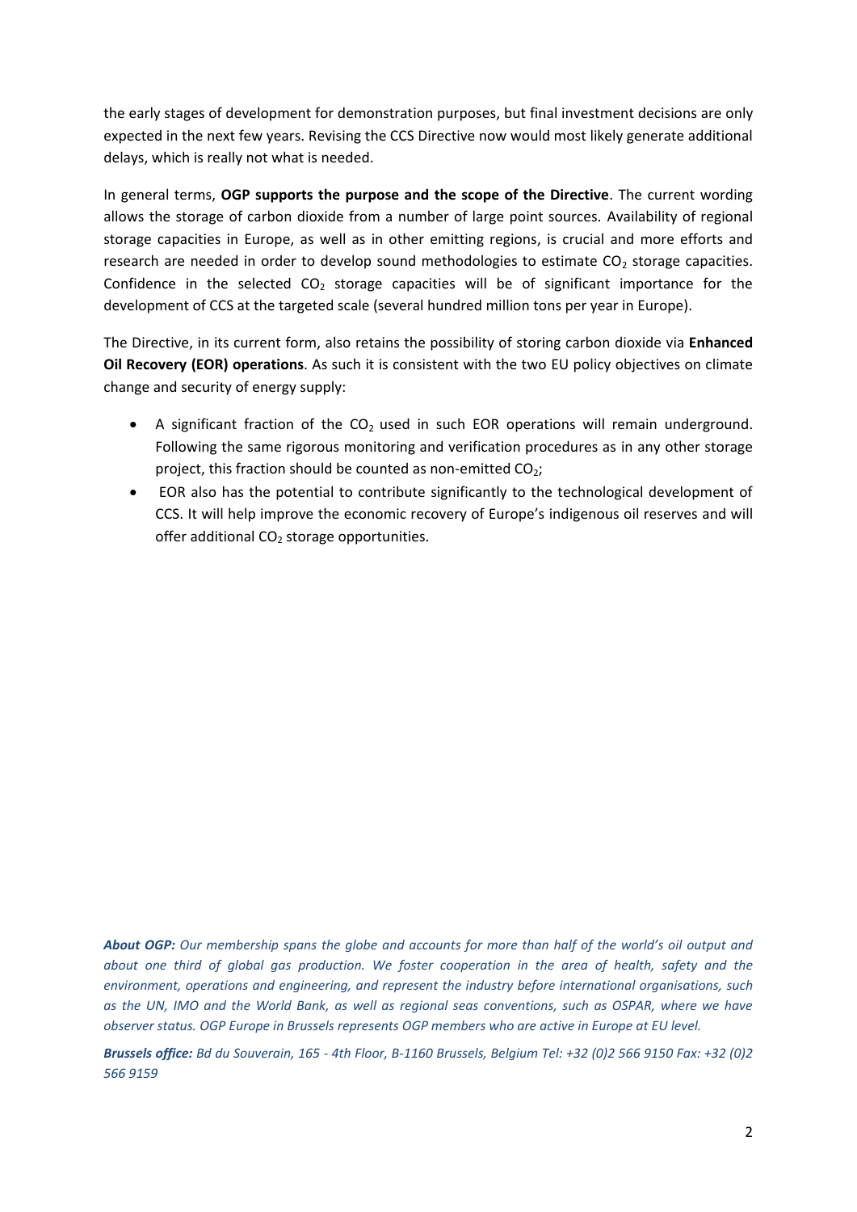the early stages of development for demonstration purposes, but final investment decisions are only expected in the next few years. Revising the CCS Directive now would most likely generate additional delays, which is really not what is needed.

In general terms, **OGP supports the purpose and the scope of the Directive**. The current wording allows the storage of carbon dioxide from a number of large point sources. Availability of regional storage capacities in Europe, as well as in other emitting regions, is crucial and more efforts and research are needed in order to develop sound methodologies to estimate $CO_2$ storage capacities. Confidence in the selected $CO_2$ storage capacities will be of significant importance for the development of CCS at the targeted scale (several hundred million tons per year in Europe).

The Directive, in its current form, also retains the possibility of storing carbon dioxide via **Enhanced Oil Recovery (EOR) operations**. As such it is consistent with the two EU policy objectives on climate change and security of energy supply:

- A significant fraction of the $CO_2$ used in such EOR operations will remain underground. Following the same rigorous monitoring and verification procedures as in any other storage project, this fraction should be counted as non-emitted $CO_2$;
- EOR also has the potential to contribute significantly to the technological development of CCS. It will help improve the economic recovery of Europe's indigenous oil reserves and will offer additional $CO_2$ storage opportunities.

***About OGP:*** *Our membership spans the globe and accounts for more than half of the world's oil output and about one third of global gas production. We foster cooperation in the area of health, safety and the environment, operations and engineering, and represent the industry before international organisations, such as the UN, IMO and the World Bank, as well as regional seas conventions, such as OSPAR, where we have observer status. OGP Europe in Brussels represents OGP members who are active in Europe at EU level.*

***Brussels office:*** *Bd du Souverain, 165 - 4th Floor, B-1160 Brussels, Belgium Tel: +32 (0)2 566 9150 Fax: +32 (0)2 566 9159*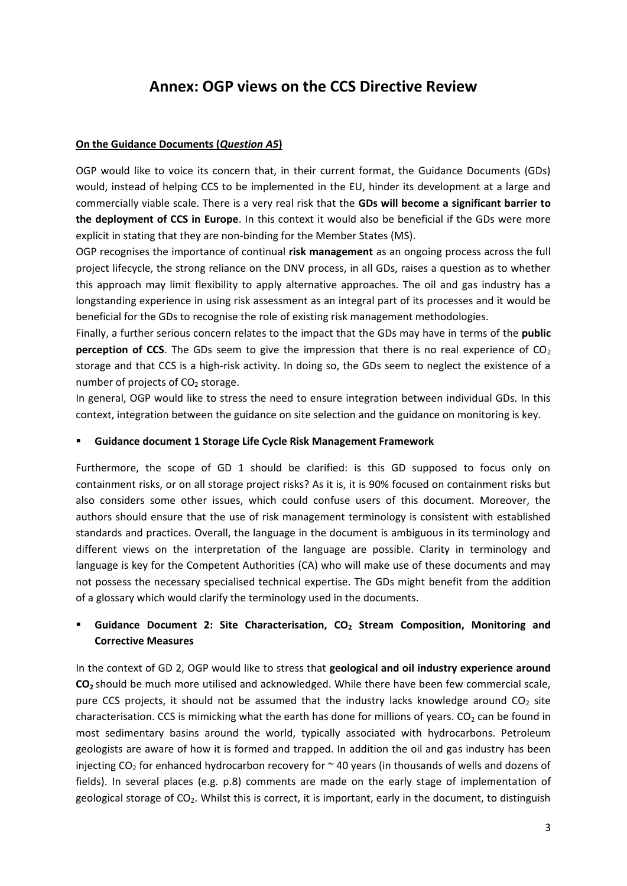# Annex: OGP views on the CCS Directive Review

**On the Guidance Documents (*Question A5*)**

OGP would like to voice its concern that, in their current format, the Guidance Documents (GDs) would, instead of helping CCS to be implemented in the EU, hinder its development at a large and commercially viable scale. There is a very real risk that the **GDs will become a significant barrier to the deployment of CCS in Europe**. In this context it would also be beneficial if the GDs were more explicit in stating that they are non-binding for the Member States (MS).

OGP recognises the importance of continual **risk management** as an ongoing process across the full project lifecycle, the strong reliance on the DNV process, in all GDs, raises a question as to whether this approach may limit flexibility to apply alternative approaches. The oil and gas industry has a longstanding experience in using risk assessment as an integral part of its processes and it would be beneficial for the GDs to recognise the role of existing risk management methodologies.

Finally, a further serious concern relates to the impact that the GDs may have in terms of the **public perception of CCS**. The GDs seem to give the impression that there is no real experience of $CO_2$ storage and that CCS is a high-risk activity. In doing so, the GDs seem to neglect the existence of a number of projects of $CO_2$ storage.

In general, OGP would like to stress the need to ensure integration between individual GDs. In this context, integration between the guidance on site selection and the guidance on monitoring is key.

- **Guidance document 1 Storage Life Cycle Risk Management Framework**

Furthermore, the scope of GD 1 should be clarified: is this GD supposed to focus only on containment risks, or on all storage project risks? As it is, it is 90% focused on containment risks but also considers some other issues, which could confuse users of this document. Moreover, the authors should ensure that the use of risk management terminology is consistent with established standards and practices. Overall, the language in the document is ambiguous in its terminology and different views on the interpretation of the language are possible. Clarity in terminology and language is key for the Competent Authorities (CA) who will make use of these documents and may not possess the necessary specialised technical expertise. The GDs might benefit from the addition of a glossary which would clarify the terminology used in the documents.

- **Guidance Document 2: Site Characterisation, $CO_2$ Stream Composition, Monitoring and Corrective Measures**

In the context of GD 2, OGP would like to stress that **geological and oil industry experience around $CO_2$** should be much more utilised and acknowledged. While there have been few commercial scale, pure CCS projects, it should not be assumed that the industry lacks knowledge around $CO_2$ site characterisation. CCS is mimicking what the earth has done for millions of years. $CO_2$ can be found in most sedimentary basins around the world, typically associated with hydrocarbons. Petroleum geologists are aware of how it is formed and trapped. In addition the oil and gas industry has been injecting $CO_2$ for enhanced hydrocarbon recovery for ~ 40 years (in thousands of wells and dozens of fields). In several places (e.g. p.8) comments are made on the early stage of implementation of geological storage of $CO_2$. Whilst this is correct, it is important, early in the document, to distinguish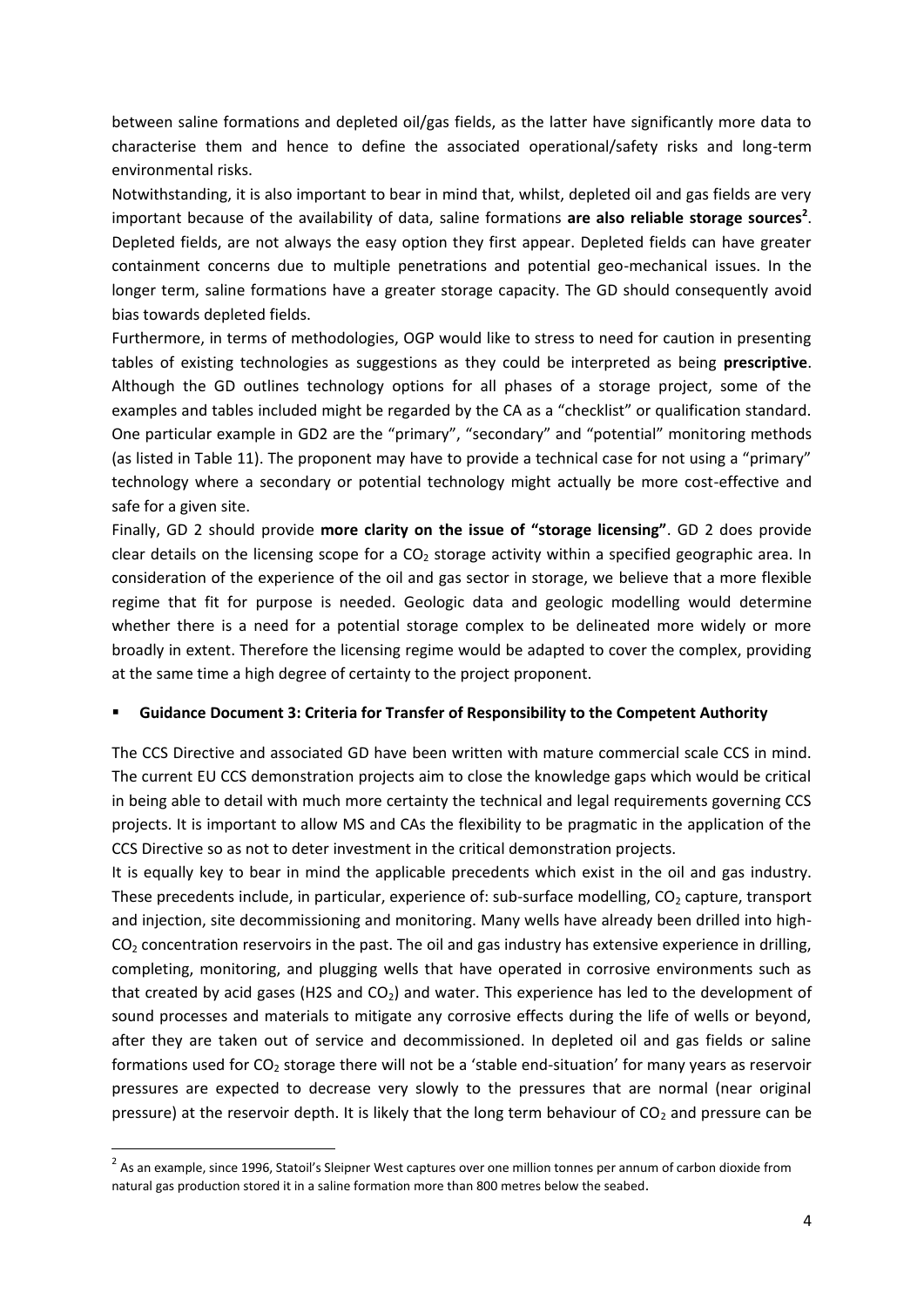between saline formations and depleted oil/gas fields, as the latter have significantly more data to characterise them and hence to define the associated operational/safety risks and long-term environmental risks.

Notwithstanding, it is also important to bear in mind that, whilst, depleted oil and gas fields are very important because of the availability of data, saline formations **are also reliable storage sources**[2]. Depleted fields, are not always the easy option they first appear. Depleted fields can have greater containment concerns due to multiple penetrations and potential geo-mechanical issues. In the longer term, saline formations have a greater storage capacity. The GD should consequently avoid bias towards depleted fields.

Furthermore, in terms of methodologies, OGP would like to stress to need for caution in presenting tables of existing technologies as suggestions as they could be interpreted as being **prescriptive**. Although the GD outlines technology options for all phases of a storage project, some of the examples and tables included might be regarded by the CA as a "checklist" or qualification standard. One particular example in GD2 are the "primary", "secondary" and "potential" monitoring methods (as listed in Table 11). The proponent may have to provide a technical case for not using a "primary" technology where a secondary or potential technology might actually be more cost-effective and safe for a given site.

Finally, GD 2 should provide **more clarity on the issue of "storage licensing"**. GD 2 does provide clear details on the licensing scope for a $CO_2$ storage activity within a specified geographic area. In consideration of the experience of the oil and gas sector in storage, we believe that a more flexible regime that fit for purpose is needed. Geologic data and geologic modelling would determine whether there is a need for a potential storage complex to be delineated more widely or more broadly in extent. Therefore the licensing regime would be adapted to cover the complex, providing at the same time a high degree of certainty to the project proponent.

- **Guidance Document 3: Criteria for Transfer of Responsibility to the Competent Authority**

The CCS Directive and associated GD have been written with mature commercial scale CCS in mind. The current EU CCS demonstration projects aim to close the knowledge gaps which would be critical in being able to detail with much more certainty the technical and legal requirements governing CCS projects. It is important to allow MS and CAs the flexibility to be pragmatic in the application of the CCS Directive so as not to deter investment in the critical demonstration projects.

It is equally key to bear in mind the applicable precedents which exist in the oil and gas industry. These precedents include, in particular, experience of: sub-surface modelling, $CO_2$ capture, transport and injection, site decommissioning and monitoring. Many wells have already been drilled into high-$CO_2$ concentration reservoirs in the past. The oil and gas industry has extensive experience in drilling, completing, monitoring, and plugging wells that have operated in corrosive environments such as that created by acid gases (H2S and $CO_2$) and water. This experience has led to the development of sound processes and materials to mitigate any corrosive effects during the life of wells or beyond, after they are taken out of service and decommissioned. In depleted oil and gas fields or saline formations used for $CO_2$ storage there will not be a 'stable end-situation' for many years as reservoir pressures are expected to decrease very slowly to the pressures that are normal (near original pressure) at the reservoir depth. It is likely that the long term behaviour of $CO_2$ and pressure can be

---

[2] As an example, since 1996, Statoil's Sleipner West captures over one million tonnes per annum of carbon dioxide from natural gas production stored it in a saline formation more than 800 metres below the seabed.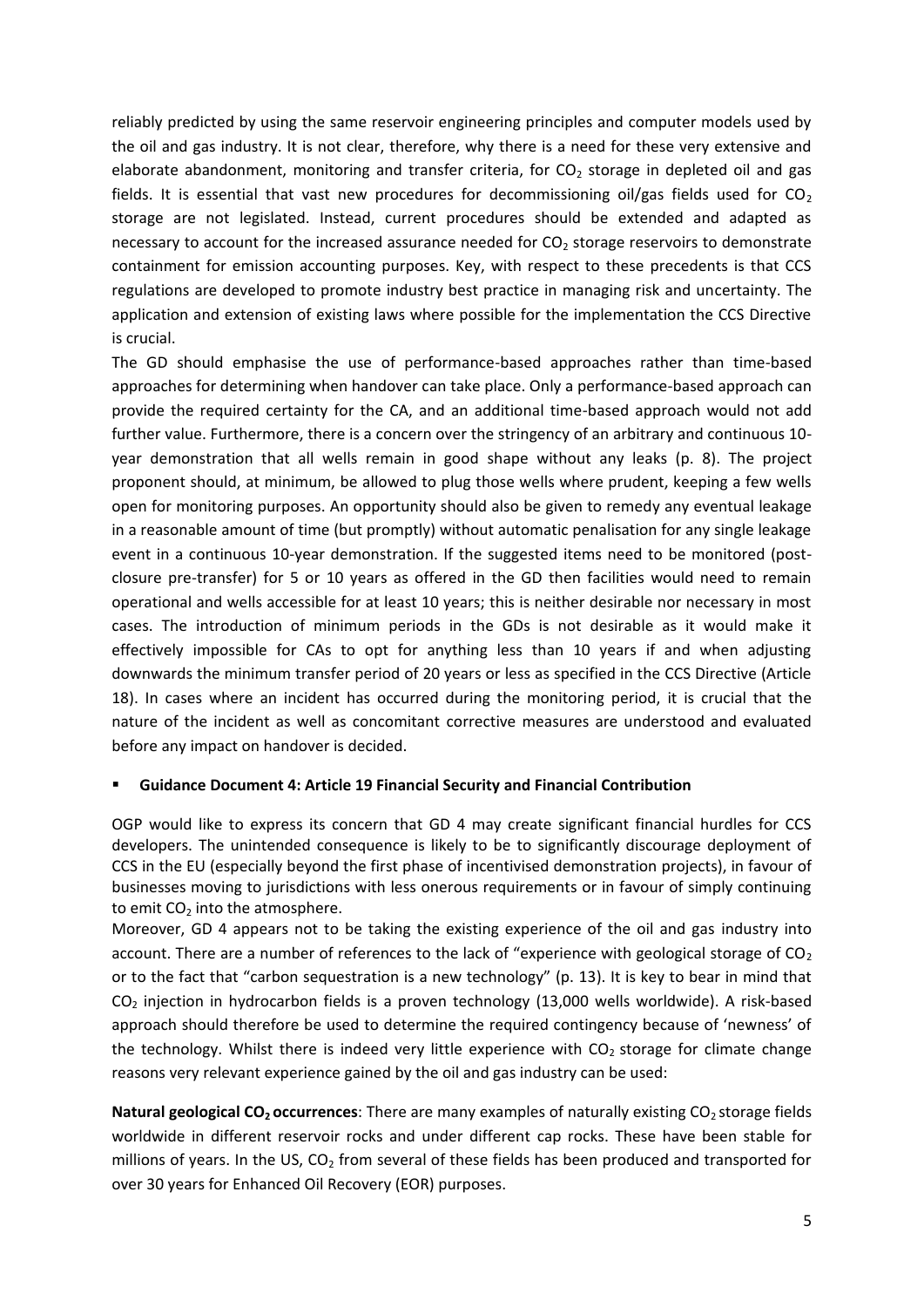reliably predicted by using the same reservoir engineering principles and computer models used by the oil and gas industry. It is not clear, therefore, why there is a need for these very extensive and elaborate abandonment, monitoring and transfer criteria, for $CO_2$ storage in depleted oil and gas fields. It is essential that vast new procedures for decommissioning oil/gas fields used for $CO_2$ storage are not legislated. Instead, current procedures should be extended and adapted as necessary to account for the increased assurance needed for $CO_2$ storage reservoirs to demonstrate containment for emission accounting purposes. Key, with respect to these precedents is that CCS regulations are developed to promote industry best practice in managing risk and uncertainty. The application and extension of existing laws where possible for the implementation the CCS Directive is crucial.

The GD should emphasise the use of performance-based approaches rather than time-based approaches for determining when handover can take place. Only a performance-based approach can provide the required certainty for the CA, and an additional time-based approach would not add further value. Furthermore, there is a concern over the stringency of an arbitrary and continuous 10-year demonstration that all wells remain in good shape without any leaks (p. 8). The project proponent should, at minimum, be allowed to plug those wells where prudent, keeping a few wells open for monitoring purposes. An opportunity should also be given to remedy any eventual leakage in a reasonable amount of time (but promptly) without automatic penalisation for any single leakage event in a continuous 10-year demonstration. If the suggested items need to be monitored (post-closure pre-transfer) for 5 or 10 years as offered in the GD then facilities would need to remain operational and wells accessible for at least 10 years; this is neither desirable nor necessary in most cases. The introduction of minimum periods in the GDs is not desirable as it would make it effectively impossible for CAs to opt for anything less than 10 years if and when adjusting downwards the minimum transfer period of 20 years or less as specified in the CCS Directive (Article 18). In cases where an incident has occurred during the monitoring period, it is crucial that the nature of the incident as well as concomitant corrective measures are understood and evaluated before any impact on handover is decided.

- **Guidance Document 4: Article 19 Financial Security and Financial Contribution**

OGP would like to express its concern that GD 4 may create significant financial hurdles for CCS developers. The unintended consequence is likely to be to significantly discourage deployment of CCS in the EU (especially beyond the first phase of incentivised demonstration projects), in favour of businesses moving to jurisdictions with less onerous requirements or in favour of simply continuing to emit $CO_2$ into the atmosphere.

Moreover, GD 4 appears not to be taking the existing experience of the oil and gas industry into account. There are a number of references to the lack of "experience with geological storage of $CO_2$ or to the fact that "carbon sequestration is a new technology" (p. 13). It is key to bear in mind that $CO_2$ injection in hydrocarbon fields is a proven technology (13,000 wells worldwide). A risk-based approach should therefore be used to determine the required contingency because of 'newness' of the technology. Whilst there is indeed very little experience with $CO_2$ storage for climate change reasons very relevant experience gained by the oil and gas industry can be used:

**Natural geological $CO_2$ occurrences**: There are many examples of naturally existing $CO_2$ storage fields worldwide in different reservoir rocks and under different cap rocks. These have been stable for millions of years. In the US, $CO_2$ from several of these fields has been produced and transported for over 30 years for Enhanced Oil Recovery (EOR) purposes.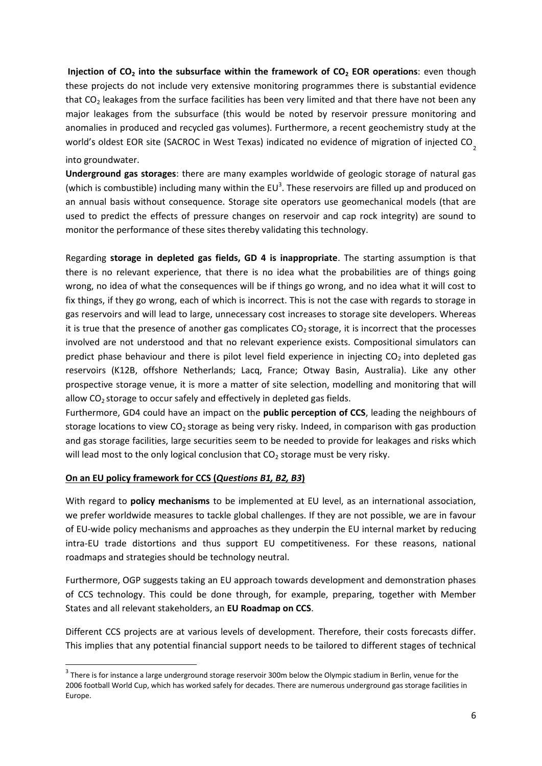**Injection of $CO_2$ into the subsurface within the framework of $CO_2$ EOR operations**: even though these projects do not include very extensive monitoring programmes there is substantial evidence that $CO_2$ leakages from the surface facilities has been very limited and that there have not been any major leakages from the subsurface (this would be noted by reservoir pressure monitoring and anomalies in produced and recycled gas volumes). Furthermore, a recent geochemistry study at the world's oldest EOR site (SACROC in West Texas) indicated no evidence of migration of injected $CO_2$ into groundwater.

**Underground gas storages**: there are many examples worldwide of geologic storage of natural gas (which is combustible) including many within the EU[3]. These reservoirs are filled up and produced on an annual basis without consequence. Storage site operators use geomechanical models (that are used to predict the effects of pressure changes on reservoir and cap rock integrity) are sound to monitor the performance of these sites thereby validating this technology.

Regarding **storage in depleted gas fields, GD 4 is inappropriate**. The starting assumption is that there is no relevant experience, that there is no idea what the probabilities are of things going wrong, no idea of what the consequences will be if things go wrong, and no idea what it will cost to fix things, if they go wrong, each of which is incorrect. This is not the case with regards to storage in gas reservoirs and will lead to large, unnecessary cost increases to storage site developers. Whereas it is true that the presence of another gas complicates $CO_2$ storage, it is incorrect that the processes involved are not understood and that no relevant experience exists. Compositional simulators can predict phase behaviour and there is pilot level field experience in injecting $CO_2$ into depleted gas reservoirs (K12B, offshore Netherlands; Lacq, France; Otway Basin, Australia). Like any other prospective storage venue, it is more a matter of site selection, modelling and monitoring that will allow $CO_2$ storage to occur safely and effectively in depleted gas fields.

Furthermore, GD4 could have an impact on the **public perception of CCS**, leading the neighbours of storage locations to view $CO_2$ storage as being very risky. Indeed, in comparison with gas production and gas storage facilities, large securities seem to be needed to provide for leakages and risks which will lead most to the only logical conclusion that $CO_2$ storage must be very risky.

**On an EU policy framework for CCS (*Questions B1, B2, B3*)**

With regard to **policy mechanisms** to be implemented at EU level, as an international association, we prefer worldwide measures to tackle global challenges. If they are not possible, we are in favour of EU-wide policy mechanisms and approaches as they underpin the EU internal market by reducing intra-EU trade distortions and thus support EU competitiveness. For these reasons, national roadmaps and strategies should be technology neutral.

Furthermore, OGP suggests taking an EU approach towards development and demonstration phases of CCS technology. This could be done through, for example, preparing, together with Member States and all relevant stakeholders, an **EU Roadmap on CCS**.

Different CCS projects are at various levels of development. Therefore, their costs forecasts differ. This implies that any potential financial support needs to be tailored to different stages of technical

[3] There is for instance a large underground storage reservoir 300m below the Olympic stadium in Berlin, venue for the 2006 football World Cup, which has worked safely for decades. There are numerous underground gas storage facilities in Europe.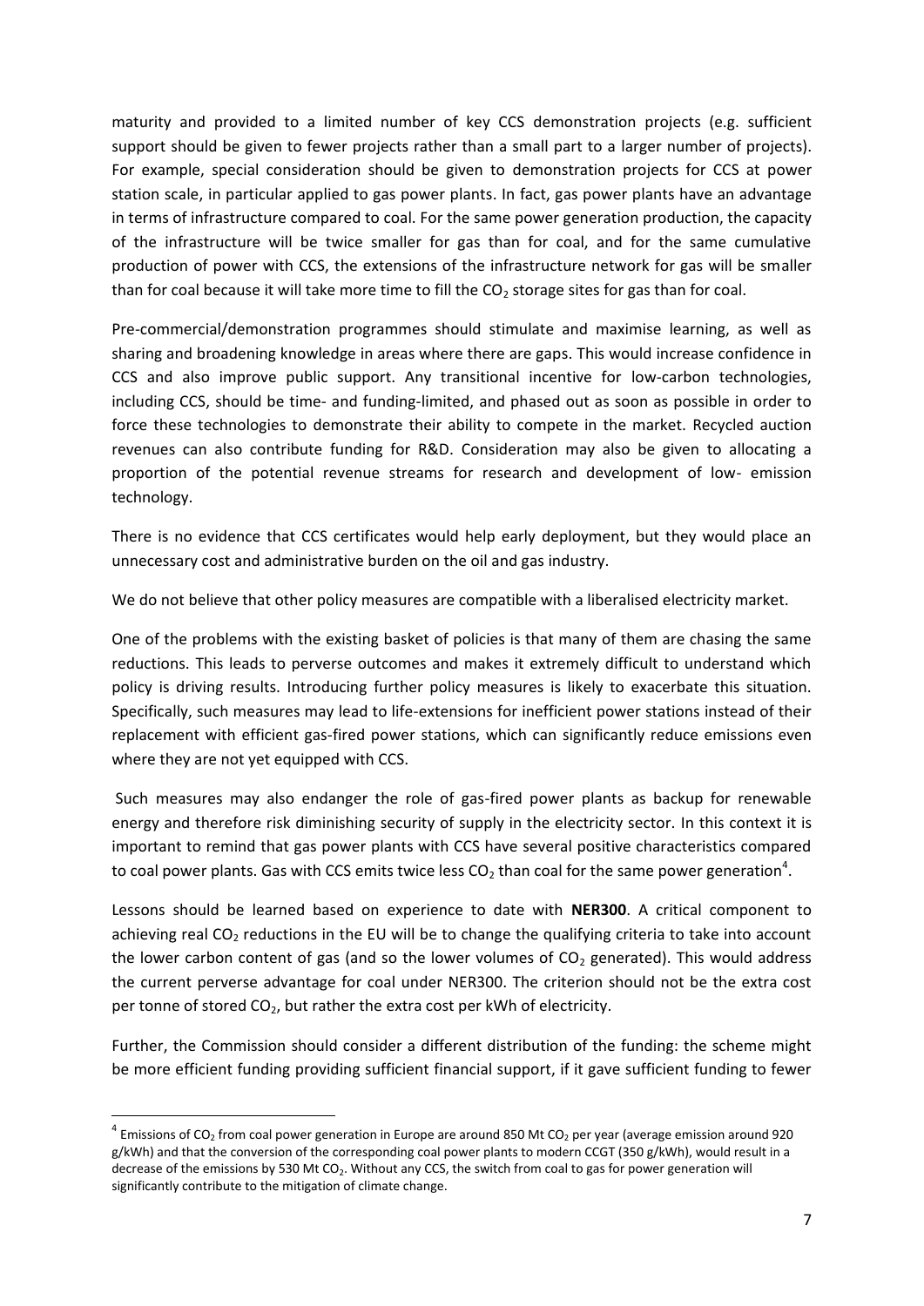maturity and provided to a limited number of key CCS demonstration projects (e.g. sufficient support should be given to fewer projects rather than a small part to a larger number of projects). For example, special consideration should be given to demonstration projects for CCS at power station scale, in particular applied to gas power plants. In fact, gas power plants have an advantage in terms of infrastructure compared to coal. For the same power generation production, the capacity of the infrastructure will be twice smaller for gas than for coal, and for the same cumulative production of power with CCS, the extensions of the infrastructure network for gas will be smaller than for coal because it will take more time to fill the $CO_2$ storage sites for gas than for coal.

Pre-commercial/demonstration programmes should stimulate and maximise learning, as well as sharing and broadening knowledge in areas where there are gaps. This would increase confidence in CCS and also improve public support. Any transitional incentive for low-carbon technologies, including CCS, should be time- and funding-limited, and phased out as soon as possible in order to force these technologies to demonstrate their ability to compete in the market. Recycled auction revenues can also contribute funding for R&D. Consideration may also be given to allocating a proportion of the potential revenue streams for research and development of low- emission technology.

There is no evidence that CCS certificates would help early deployment, but they would place an unnecessary cost and administrative burden on the oil and gas industry.

We do not believe that other policy measures are compatible with a liberalised electricity market.

One of the problems with the existing basket of policies is that many of them are chasing the same reductions. This leads to perverse outcomes and makes it extremely difficult to understand which policy is driving results. Introducing further policy measures is likely to exacerbate this situation. Specifically, such measures may lead to life-extensions for inefficient power stations instead of their replacement with efficient gas-fired power stations, which can significantly reduce emissions even where they are not yet equipped with CCS.

Such measures may also endanger the role of gas-fired power plants as backup for renewable energy and therefore risk diminishing security of supply in the electricity sector. In this context it is important to remind that gas power plants with CCS have several positive characteristics compared to coal power plants. Gas with CCS emits twice less $CO_2$ than coal for the same power generation[4].

Lessons should be learned based on experience to date with **NER300**. A critical component to achieving real $CO_2$ reductions in the EU will be to change the qualifying criteria to take into account the lower carbon content of gas (and so the lower volumes of $CO_2$ generated). This would address the current perverse advantage for coal under NER300. The criterion should not be the extra cost per tonne of stored $CO_2$, but rather the extra cost per kWh of electricity.

Further, the Commission should consider a different distribution of the funding: the scheme might be more efficient funding providing sufficient financial support, if it gave sufficient funding to fewer

---

[4] Emissions of $CO_2$ from coal power generation in Europe are around 850 Mt $CO_2$ per year (average emission around 920 g/kWh) and that the conversion of the corresponding coal power plants to modern CCGT (350 g/kWh), would result in a decrease of the emissions by 530 Mt $CO_2$. Without any CCS, the switch from coal to gas for power generation will significantly contribute to the mitigation of climate change.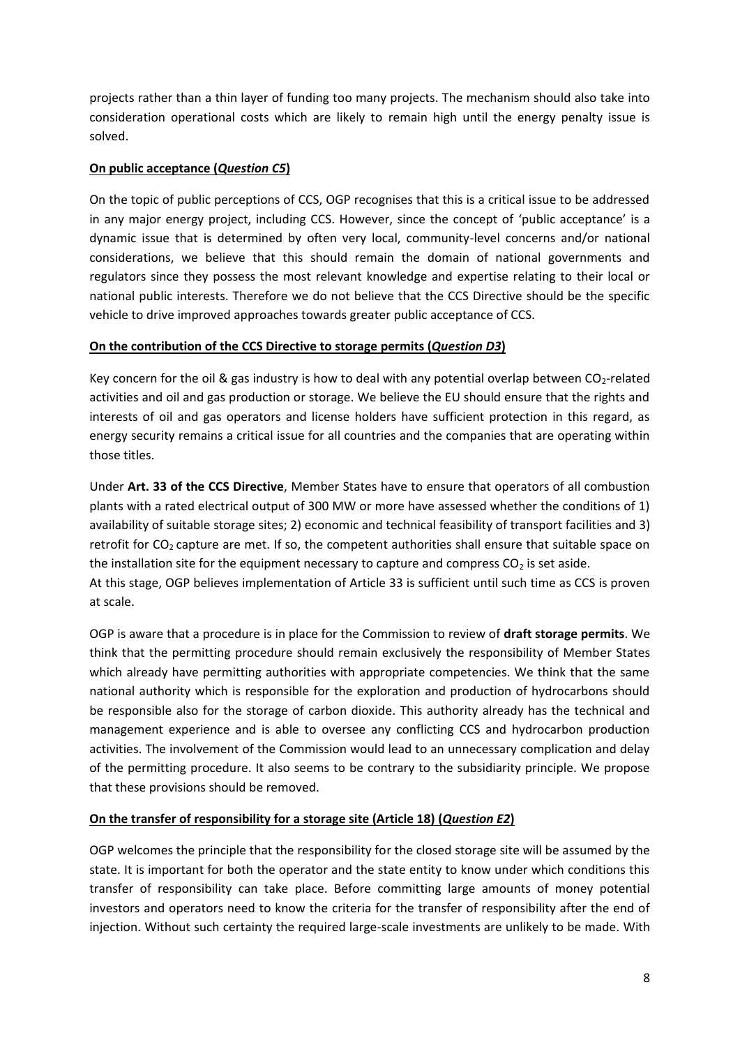projects rather than a thin layer of funding too many projects. The mechanism should also take into consideration operational costs which are likely to remain high until the energy penalty issue is solved.

**On public acceptance (*Question C5*)**

On the topic of public perceptions of CCS, OGP recognises that this is a critical issue to be addressed in any major energy project, including CCS. However, since the concept of 'public acceptance' is a dynamic issue that is determined by often very local, community-level concerns and/or national considerations, we believe that this should remain the domain of national governments and regulators since they possess the most relevant knowledge and expertise relating to their local or national public interests. Therefore we do not believe that the CCS Directive should be the specific vehicle to drive improved approaches towards greater public acceptance of CCS.

**On the contribution of the CCS Directive to storage permits (*Question D3*)**

Key concern for the oil & gas industry is how to deal with any potential overlap between $CO_2$-related activities and oil and gas production or storage. We believe the EU should ensure that the rights and interests of oil and gas operators and license holders have sufficient protection in this regard, as energy security remains a critical issue for all countries and the companies that are operating within those titles.

Under **Art. 33 of the CCS Directive**, Member States have to ensure that operators of all combustion plants with a rated electrical output of 300 MW or more have assessed whether the conditions of 1) availability of suitable storage sites; 2) economic and technical feasibility of transport facilities and 3) retrofit for $CO_2$ capture are met. If so, the competent authorities shall ensure that suitable space on the installation site for the equipment necessary to capture and compress $CO_2$ is set aside.
At this stage, OGP believes implementation of Article 33 is sufficient until such time as CCS is proven at scale.

OGP is aware that a procedure is in place for the Commission to review of **draft storage permits**. We think that the permitting procedure should remain exclusively the responsibility of Member States which already have permitting authorities with appropriate competencies. We think that the same national authority which is responsible for the exploration and production of hydrocarbons should be responsible also for the storage of carbon dioxide. This authority already has the technical and management experience and is able to oversee any conflicting CCS and hydrocarbon production activities. The involvement of the Commission would lead to an unnecessary complication and delay of the permitting procedure. It also seems to be contrary to the subsidiarity principle. We propose that these provisions should be removed.

**On the transfer of responsibility for a storage site (Article 18) (*Question E2*)**

OGP welcomes the principle that the responsibility for the closed storage site will be assumed by the state. It is important for both the operator and the state entity to know under which conditions this transfer of responsibility can take place. Before committing large amounts of money potential investors and operators need to know the criteria for the transfer of responsibility after the end of injection. Without such certainty the required large-scale investments are unlikely to be made. With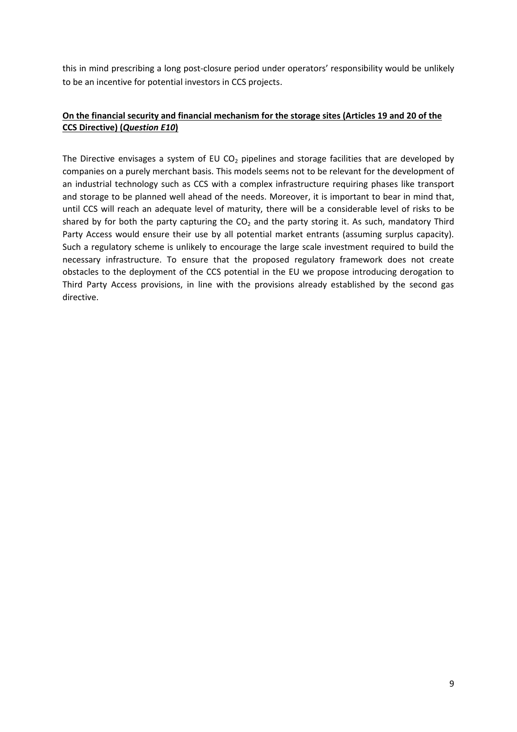this in mind prescribing a long post-closure period under operators' responsibility would be unlikely to be an incentive for potential investors in CCS projects.

**On the financial security and financial mechanism for the storage sites (Articles 19 and 20 of the CCS Directive) (*Question E10*)**

The Directive envisages a system of EU $CO_2$ pipelines and storage facilities that are developed by companies on a purely merchant basis. This models seems not to be relevant for the development of an industrial technology such as CCS with a complex infrastructure requiring phases like transport and storage to be planned well ahead of the needs. Moreover, it is important to bear in mind that, until CCS will reach an adequate level of maturity, there will be a considerable level of risks to be shared by for both the party capturing the $CO_2$ and the party storing it. As such, mandatory Third Party Access would ensure their use by all potential market entrants (assuming surplus capacity). Such a regulatory scheme is unlikely to encourage the large scale investment required to build the necessary infrastructure. To ensure that the proposed regulatory framework does not create obstacles to the deployment of the CCS potential in the EU we propose introducing derogation to Third Party Access provisions, in line with the provisions already established by the second gas directive.